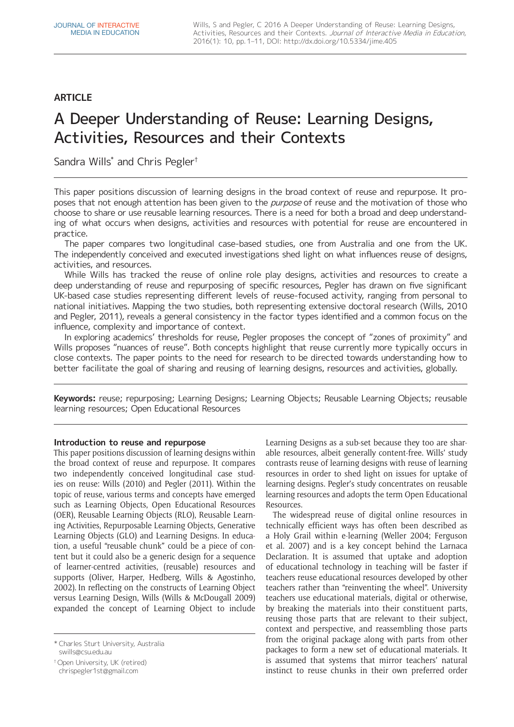ARTICLE

# A Deeper Understanding of Reuse: Learning Designs, Activities, Resources and their Contexts

Sandra Wills[*] and Chris Pegler[†]

This paper positions discussion of learning designs in the broad context of reuse and repurpose. It proposes that not enough attention has been given to the *purpose* of reuse and the motivation of those who choose to share or use reusable learning resources. There is a need for both a broad and deep understanding of what occurs when designs, activities and resources with potential for reuse are encountered in practice.

The paper compares two longitudinal case-based studies, one from Australia and one from the UK. The independently conceived and executed investigations shed light on what influences reuse of designs, activities, and resources.

While Wills has tracked the reuse of online role play designs, activities and resources to create a deep understanding of reuse and repurposing of specific resources, Pegler has drawn on five significant UK-based case studies representing different levels of reuse-focused activity, ranging from personal to national initiatives. Mapping the two studies, both representing extensive doctoral research (Wills, 2010 and Pegler, 2011), reveals a general consistency in the factor types identified and a common focus on the influence, complexity and importance of context.

In exploring academics' thresholds for reuse, Pegler proposes the concept of "zones of proximity" and Wills proposes "nuances of reuse". Both concepts highlight that reuse currently more typically occurs in close contexts. The paper points to the need for research to be directed towards understanding how to better facilitate the goal of sharing and reusing of learning designs, resources and activities, globally.

**Keywords:** reuse; repurposing; Learning Designs; Learning Objects; Reusable Learning Objects; reusable learning resources; Open Educational Resources

### Introduction to reuse and repurpose

This paper positions discussion of learning designs within the broad context of reuse and repurpose. It compares two independently conceived longitudinal case studies on reuse: Wills (2010) and Pegler (2011). Within the topic of reuse, various terms and concepts have emerged such as Learning Objects, Open Educational Resources (OER), Reusable Learning Objects (RLO), Reusable Learning Activities, Repurposable Learning Objects, Generative Learning Objects (GLO) and Learning Designs. In education, a useful "reusable chunk" could be a piece of content but it could also be a generic design for a sequence of learner-centred activities, (reusable) resources and supports (Oliver, Harper, Hedberg, Wills & Agostinho, 2002). In reflecting on the constructs of Learning Object versus Learning Design, Wills (Wills & McDougall 2009) expanded the concept of Learning Object to include Learning Designs as a sub-set because they too are sharable resources, albeit generally content-free. Wills' study contrasts reuse of learning designs with reuse of learning resources in order to shed light on issues for uptake of learning designs. Pegler's study concentrates on reusable learning resources and adopts the term Open Educational Resources.

The widespread reuse of digital online resources in technically efficient ways has often been described as a Holy Grail within e-learning (Weller 2004; Ferguson et al. 2007) and is a key concept behind the Larnaca Declaration. It is assumed that uptake and adoption of educational technology in teaching will be faster if teachers reuse educational resources developed by other teachers rather than "reinventing the wheel". University teachers use educational materials, digital or otherwise, by breaking the materials into their constituent parts, reusing those parts that are relevant to their subject, context and perspective, and reassembling those parts from the original package along with parts from other packages to form a new set of educational materials. It is assumed that systems that mirror teachers' natural instinct to reuse chunks in their own preferred order

[*] Charles Sturt University, Australia
swills@csu.edu.au

[†] Open University, UK (retired)
chrispegler1st@gmail.com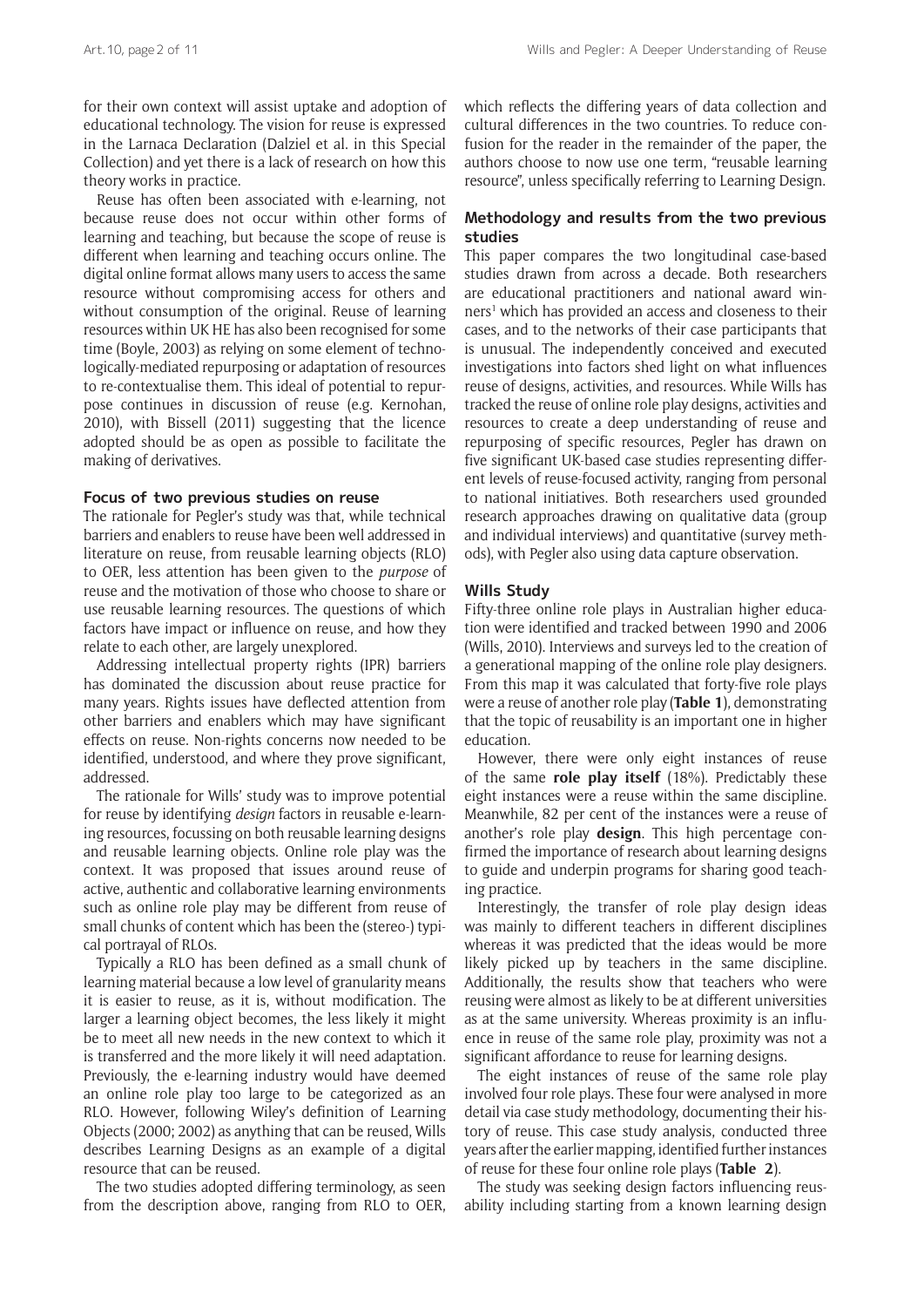for their own context will assist uptake and adoption of educational technology. The vision for reuse is expressed in the Larnaca Declaration (Dalziel et al. in this Special Collection) and yet there is a lack of research on how this theory works in practice.

Reuse has often been associated with e-learning, not because reuse does not occur within other forms of learning and teaching, but because the scope of reuse is different when learning and teaching occurs online. The digital online format allows many users to access the same resource without compromising access for others and without consumption of the original. Reuse of learning resources within UK HE has also been recognised for some time (Boyle, 2003) as relying on some element of technologically-mediated repurposing or adaptation of resources to re-contextualise them. This ideal of potential to repurpose continues in discussion of reuse (e.g. Kernohan, 2010), with Bissell (2011) suggesting that the licence adopted should be as open as possible to facilitate the making of derivatives.

### Focus of two previous studies on reuse

The rationale for Pegler's study was that, while technical barriers and enablers to reuse have been well addressed in literature on reuse, from reusable learning objects (RLO) to OER, less attention has been given to the *purpose* of reuse and the motivation of those who choose to share or use reusable learning resources. The questions of which factors have impact or influence on reuse, and how they relate to each other, are largely unexplored.

Addressing intellectual property rights (IPR) barriers has dominated the discussion about reuse practice for many years. Rights issues have deflected attention from other barriers and enablers which may have significant effects on reuse. Non-rights concerns now needed to be identified, understood, and where they prove significant, addressed.

The rationale for Wills' study was to improve potential for reuse by identifying *design* factors in reusable e-learning resources, focussing on both reusable learning designs and reusable learning objects. Online role play was the context. It was proposed that issues around reuse of active, authentic and collaborative learning environments such as online role play may be different from reuse of small chunks of content which has been the (stereo-) typical portrayal of RLOs.

Typically a RLO has been defined as a small chunk of learning material because a low level of granularity means it is easier to reuse, as it is, without modification. The larger a learning object becomes, the less likely it might be to meet all new needs in the new context to which it is transferred and the more likely it will need adaptation. Previously, the e-learning industry would have deemed an online role play too large to be categorized as an RLO. However, following Wiley's definition of Learning Objects (2000; 2002) as anything that can be reused, Wills describes Learning Designs as an example of a digital resource that can be reused.

The two studies adopted differing terminology, as seen from the description above, ranging from RLO to OER, which reflects the differing years of data collection and cultural differences in the two countries. To reduce confusion for the reader in the remainder of the paper, the authors choose to now use one term, "reusable learning resource", unless specifically referring to Learning Design.

### Methodology and results from the two previous studies

This paper compares the two longitudinal case-based studies drawn from across a decade. Both researchers are educational practitioners and national award winners[1] which has provided an access and closeness to their cases, and to the networks of their case participants that is unusual. The independently conceived and executed investigations into factors shed light on what influences reuse of designs, activities, and resources. While Wills has tracked the reuse of online role play designs, activities and resources to create a deep understanding of reuse and repurposing of specific resources, Pegler has drawn on five significant UK-based case studies representing different levels of reuse-focused activity, ranging from personal to national initiatives. Both researchers used grounded research approaches drawing on qualitative data (group and individual interviews) and quantitative (survey methods), with Pegler also using data capture observation.

### Wills Study

Fifty-three online role plays in Australian higher education were identified and tracked between 1990 and 2006 (Wills, 2010). Interviews and surveys led to the creation of a generational mapping of the online role play designers. From this map it was calculated that forty-five role plays were a reuse of another role play (**Table 1**), demonstrating that the topic of reusability is an important one in higher education.

However, there were only eight instances of reuse of the same **role play itself** (18%). Predictably these eight instances were a reuse within the same discipline. Meanwhile, 82 per cent of the instances were a reuse of another's role play **design**. This high percentage confirmed the importance of research about learning designs to guide and underpin programs for sharing good teaching practice.

Interestingly, the transfer of role play design ideas was mainly to different teachers in different disciplines whereas it was predicted that the ideas would be more likely picked up by teachers in the same discipline. Additionally, the results show that teachers who were reusing were almost as likely to be at different universities as at the same university. Whereas proximity is an influence in reuse of the same role play, proximity was not a significant affordance to reuse for learning designs.

The eight instances of reuse of the same role play involved four role plays. These four were analysed in more detail via case study methodology, documenting their history of reuse. This case study analysis, conducted three years after the earlier mapping, identified further instances of reuse for these four online role plays (**Table 2**).

The study was seeking design factors influencing reusability including starting from a known learning design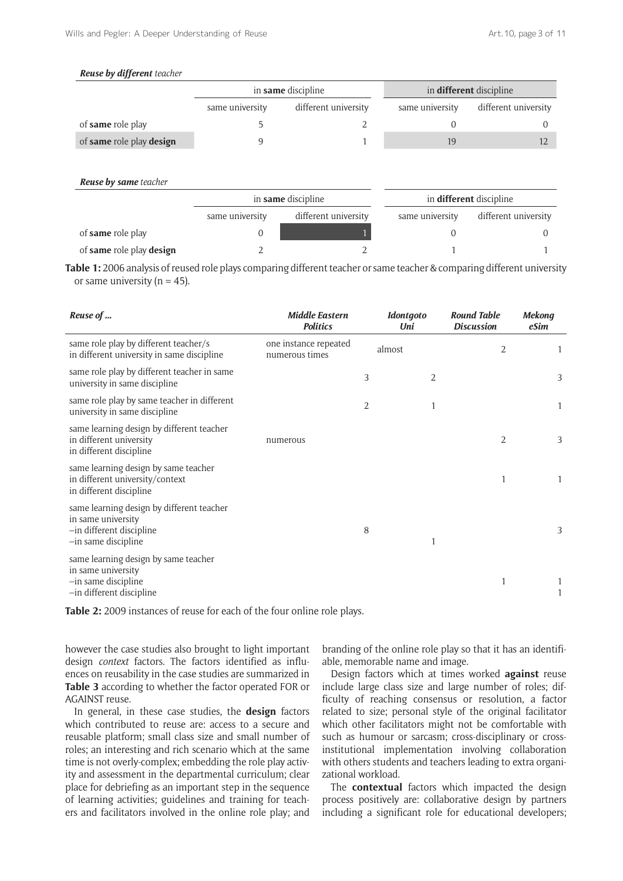*Reuse by **different** teacher*

| | in **same** discipline | | in **different** discipline | |
|---|---|---|---|---|
| | same university | different university | same university | different university |
| of **same** role play | 5 | 2 | 0 | 0 |
| of **same** role play **design** | 9 | 1 | 19 | 12 |

*Reuse by **same** teacher*

| | in **same** discipline | | in **different** discipline | |
|---|---|---|---|---|
| | same university | different university | same university | different university |
| of **same** role play | 0 | 1 | 0 | 0 |
| of **same** role play **design** | 2 | 2 | 1 | 1 |

**Table 1:** 2006 analysis of reused role plays comparing different teacher or same teacher & comparing different university or same university (n = 45).

| *Reuse of ...* | *Middle Eastern Politics* | *Idontgoto Uni* | *Round Table Discussion* | *Mekong eSim* |
|---|---|---|---|---|
| same role play by different teacher/s in different university in same discipline | one instance repeated numerous times | almost | 2 | 1 |
| same role play by different teacher in same university in same discipline | 3 | 2 | | 3 |
| same role play by same teacher in different university in same discipline | 2 | 1 | | 1 |
| same learning design by different teacher in different university in different discipline | numerous | | 2 | 3 |
| same learning design by same teacher in different university/context in different discipline | | | 1 | 1 |
| same learning design by different teacher in same university | | | | |
| –in different discipline | 8 | | | 3 |
| –in same discipline | | 1 | | |
| same learning design by same teacher in same university | | | | |
| –in same discipline | | | 1 | 1 |
| –in different discipline | | | | 1 |

**Table 2:** 2009 instances of reuse for each of the four online role plays.

however the case studies also brought to light important design *context* factors. The factors identified as influences on reusability in the case studies are summarized in **Table 3** according to whether the factor operated FOR or AGAINST reuse.

In general, in these case studies, the **design** factors which contributed to reuse are: access to a secure and reusable platform; small class size and small number of roles; an interesting and rich scenario which at the same time is not overly-complex; embedding the role play activity and assessment in the departmental curriculum; clear place for debriefing as an important step in the sequence of learning activities; guidelines and training for teachers and facilitators involved in the online role play; and branding of the online role play so that it has an identifiable, memorable name and image.

Design factors which at times worked **against** reuse include large class size and large number of roles; difficulty of reaching consensus or resolution, a factor related to size; personal style of the original facilitator which other facilitators might not be comfortable with such as humour or sarcasm; cross-disciplinary or cross-institutional implementation involving collaboration with others students and teachers leading to extra organizational workload.

The **contextual** factors which impacted the design process positively are: collaborative design by partners including a significant role for educational developers;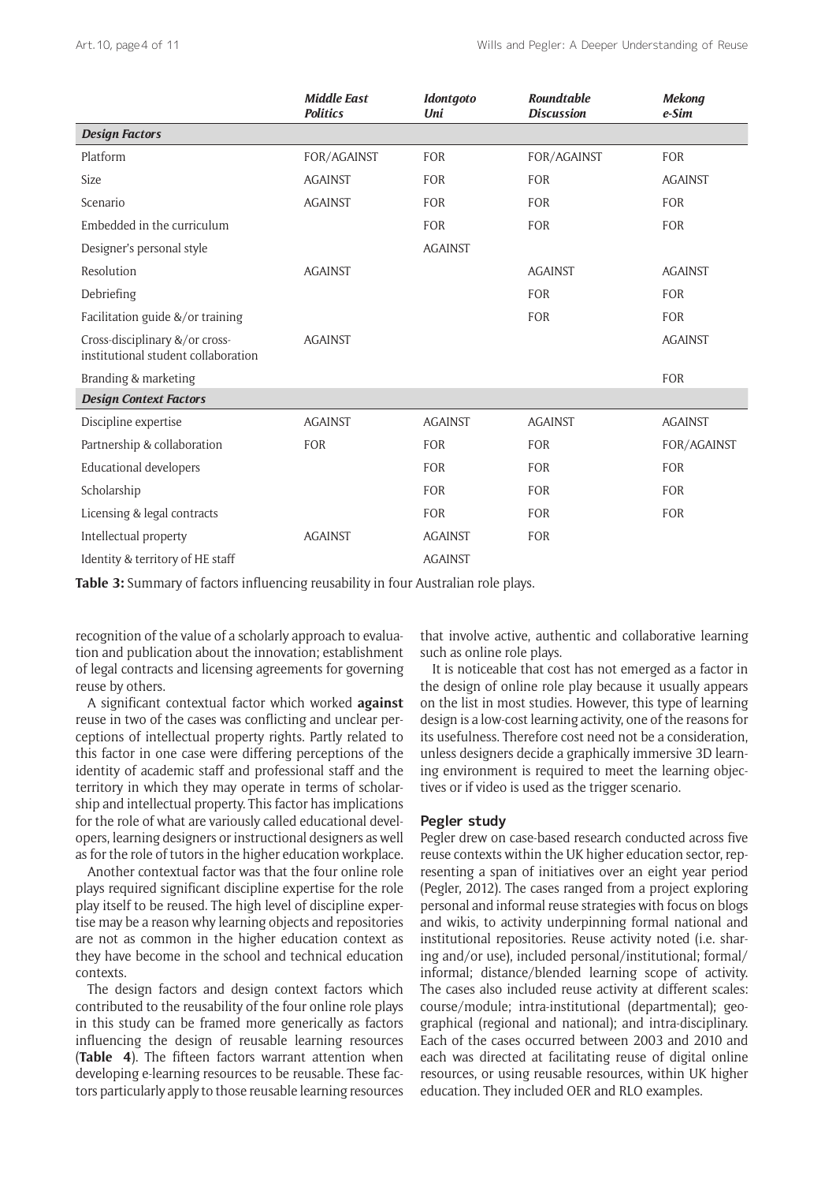| | *Middle East Politics* | *Idontgoto Uni* | *Roundtable Discussion* | *Mekong e-Sim* |
|---|---|---|---|---|
| ***Design Factors*** | | | | |
| Platform | FOR/AGAINST | FOR | FOR/AGAINST | FOR |
| Size | AGAINST | FOR | FOR | AGAINST |
| Scenario | AGAINST | FOR | FOR | FOR |
| Embedded in the curriculum | | FOR | FOR | FOR |
| Designer's personal style | | AGAINST | | |
| Resolution | AGAINST | | AGAINST | AGAINST |
| Debriefing | | | FOR | FOR |
| Facilitation guide &/or training | | | FOR | FOR |
| Cross-disciplinary &/or cross-institutional student collaboration | AGAINST | | | AGAINST |
| Branding & marketing | | | | FOR |
| ***Design Context Factors*** | | | | |
| Discipline expertise | AGAINST | AGAINST | AGAINST | AGAINST |
| Partnership & collaboration | FOR | FOR | FOR | FOR/AGAINST |
| Educational developers | | FOR | FOR | FOR |
| Scholarship | | FOR | FOR | FOR |
| Licensing & legal contracts | | FOR | FOR | FOR |
| Intellectual property | AGAINST | AGAINST | FOR | |
| Identity & territory of HE staff | | AGAINST | | |

**Table 3:** Summary of factors influencing reusability in four Australian role plays.

recognition of the value of a scholarly approach to evaluation and publication about the innovation; establishment of legal contracts and licensing agreements for governing reuse by others.

A significant contextual factor which worked **against** reuse in two of the cases was conflicting and unclear perceptions of intellectual property rights. Partly related to this factor in one case were differing perceptions of the identity of academic staff and professional staff and the territory in which they may operate in terms of scholarship and intellectual property. This factor has implications for the role of what are variously called educational developers, learning designers or instructional designers as well as for the role of tutors in the higher education workplace.

Another contextual factor was that the four online role plays required significant discipline expertise for the role play itself to be reused. The high level of discipline expertise may be a reason why learning objects and repositories are not as common in the higher education context as they have become in the school and technical education contexts.

The design factors and design context factors which contributed to the reusability of the four online role plays in this study can be framed more generically as factors influencing the design of reusable learning resources (**Table 4**). The fifteen factors warrant attention when developing e-learning resources to be reusable. These factors particularly apply to those reusable learning resources that involve active, authentic and collaborative learning such as online role plays.

It is noticeable that cost has not emerged as a factor in the design of online role play because it usually appears on the list in most studies. However, this type of learning design is a low-cost learning activity, one of the reasons for its usefulness. Therefore cost need not be a consideration, unless designers decide a graphically immersive 3D learning environment is required to meet the learning objectives or if video is used as the trigger scenario.

### Pegler study

Pegler drew on case-based research conducted across five reuse contexts within the UK higher education sector, representing a span of initiatives over an eight year period (Pegler, 2012). The cases ranged from a project exploring personal and informal reuse strategies with focus on blogs and wikis, to activity underpinning formal national and institutional repositories. Reuse activity noted (i.e. sharing and/or use), included personal/institutional; formal/informal; distance/blended learning scope of activity. The cases also included reuse activity at different scales: course/module; intra-institutional (departmental); geographical (regional and national); and intra-disciplinary. Each of the cases occurred between 2003 and 2010 and each was directed at facilitating reuse of digital online resources, or using reusable resources, within UK higher education. They included OER and RLO examples.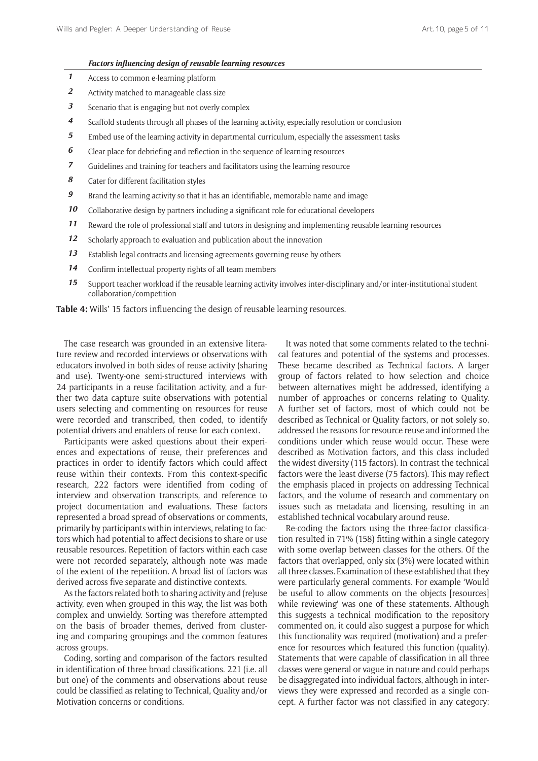| | *Factors influencing design of reusable learning resources* |
|---|---|
| *1* | Access to common e-learning platform |
| *2* | Activity matched to manageable class size |
| *3* | Scenario that is engaging but not overly complex |
| *4* | Scaffold students through all phases of the learning activity, especially resolution or conclusion |
| *5* | Embed use of the learning activity in departmental curriculum, especially the assessment tasks |
| *6* | Clear place for debriefing and reflection in the sequence of learning resources |
| *7* | Guidelines and training for teachers and facilitators using the learning resource |
| *8* | Cater for different facilitation styles |
| *9* | Brand the learning activity so that it has an identifiable, memorable name and image |
| *10* | Collaborative design by partners including a significant role for educational developers |
| *11* | Reward the role of professional staff and tutors in designing and implementing reusable learning resources |
| *12* | Scholarly approach to evaluation and publication about the innovation |
| *13* | Establish legal contracts and licensing agreements governing reuse by others |
| *14* | Confirm intellectual property rights of all team members |
| *15* | Support teacher workload if the reusable learning activity involves inter-disciplinary and/or inter-institutional student collaboration/competition |

**Table 4:** Wills' 15 factors influencing the design of reusable learning resources.

The case research was grounded in an extensive literature review and recorded interviews or observations with educators involved in both sides of reuse activity (sharing and use). Twenty-one semi-structured interviews with 24 participants in a reuse facilitation activity, and a further two data capture suite observations with potential users selecting and commenting on resources for reuse were recorded and transcribed, then coded, to identify potential drivers and enablers of reuse for each context.

Participants were asked questions about their experiences and expectations of reuse, their preferences and practices in order to identify factors which could affect reuse within their contexts. From this context-specific research, 222 factors were identified from coding of interview and observation transcripts, and reference to project documentation and evaluations. These factors represented a broad spread of observations or comments, primarily by participants within interviews, relating to factors which had potential to affect decisions to share or use reusable resources. Repetition of factors within each case were not recorded separately, although note was made of the extent of the repetition. A broad list of factors was derived across five separate and distinctive contexts.

As the factors related both to sharing activity and (re)use activity, even when grouped in this way, the list was both complex and unwieldy. Sorting was therefore attempted on the basis of broader themes, derived from clustering and comparing groupings and the common features across groups.

Coding, sorting and comparison of the factors resulted in identification of three broad classifications. 221 (i.e. all but one) of the comments and observations about reuse could be classified as relating to Technical, Quality and/or Motivation concerns or conditions.

It was noted that some comments related to the technical features and potential of the systems and processes. These became described as Technical factors. A larger group of factors related to how selection and choice between alternatives might be addressed, identifying a number of approaches or concerns relating to Quality. A further set of factors, most of which could not be described as Technical or Quality factors, or not solely so, addressed the reasons for resource reuse and informed the conditions under which reuse would occur. These were described as Motivation factors, and this class included the widest diversity (115 factors). In contrast the technical factors were the least diverse (75 factors). This may reflect the emphasis placed in projects on addressing Technical factors, and the volume of research and commentary on issues such as metadata and licensing, resulting in an established technical vocabulary around reuse.

Re-coding the factors using the three-factor classification resulted in 71% (158) fitting within a single category with some overlap between classes for the others. Of the factors that overlapped, only six (3%) were located within all three classes. Examination of these established that they were particularly general comments. For example 'Would be useful to allow comments on the objects [resources] while reviewing' was one of these statements. Although this suggests a technical modification to the repository commented on, it could also suggest a purpose for which this functionality was required (motivation) and a preference for resources which featured this function (quality). Statements that were capable of classification in all three classes were general or vague in nature and could perhaps be disaggregated into individual factors, although in interviews they were expressed and recorded as a single concept. A further factor was not classified in any category: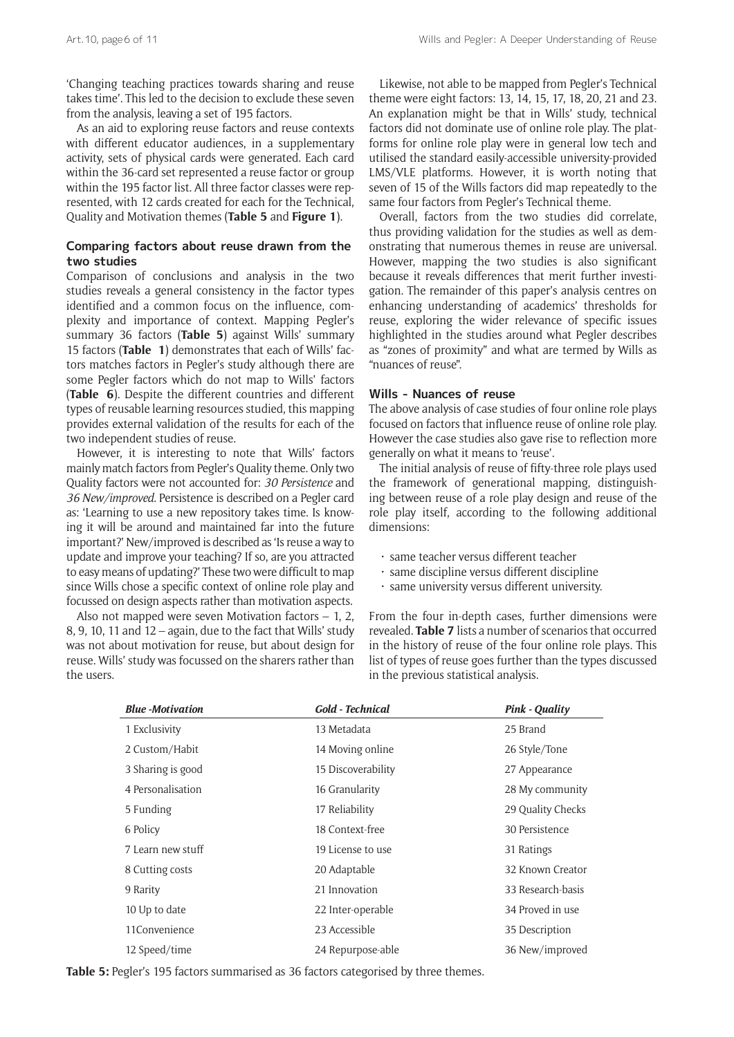'Changing teaching practices towards sharing and reuse takes time'. This led to the decision to exclude these seven from the analysis, leaving a set of 195 factors.

As an aid to exploring reuse factors and reuse contexts with different educator audiences, in a supplementary activity, sets of physical cards were generated. Each card within the 36-card set represented a reuse factor or group within the 195 factor list. All three factor classes were represented, with 12 cards created for each for the Technical, Quality and Motivation themes (**Table 5** and **Figure 1**).

### Comparing factors about reuse drawn from the two studies

Comparison of conclusions and analysis in the two studies reveals a general consistency in the factor types identified and a common focus on the influence, complexity and importance of context. Mapping Pegler's summary 36 factors (**Table 5**) against Wills' summary 15 factors (**Table 1**) demonstrates that each of Wills' factors matches factors in Pegler's study although there are some Pegler factors which do not map to Wills' factors (**Table 6**). Despite the different countries and different types of reusable learning resources studied, this mapping provides external validation of the results for each of the two independent studies of reuse.

However, it is interesting to note that Wills' factors mainly match factors from Pegler's Quality theme. Only two Quality factors were not accounted for: *30 Persistence* and *36 New/improved*. Persistence is described on a Pegler card as: 'Learning to use a new repository takes time. Is knowing it will be around and maintained far into the future important?' New/improved is described as 'Is reuse a way to update and improve your teaching? If so, are you attracted to easy means of updating?' These two were difficult to map since Wills chose a specific context of online role play and focussed on design aspects rather than motivation aspects.

Also not mapped were seven Motivation factors – 1, 2, 8, 9, 10, 11 and 12 – again, due to the fact that Wills' study was not about motivation for reuse, but about design for reuse. Wills' study was focussed on the sharers rather than the users.

Likewise, not able to be mapped from Pegler's Technical theme were eight factors: 13, 14, 15, 17, 18, 20, 21 and 23. An explanation might be that in Wills' study, technical factors did not dominate use of online role play. The platforms for online role play were in general low tech and utilised the standard easily-accessible university-provided LMS/VLE platforms. However, it is worth noting that seven of 15 of the Wills factors did map repeatedly to the same four factors from Pegler's Technical theme.

Overall, factors from the two studies did correlate, thus providing validation for the studies as well as demonstrating that numerous themes in reuse are universal. However, mapping the two studies is also significant because it reveals differences that merit further investigation. The remainder of this paper's analysis centres on enhancing understanding of academics' thresholds for reuse, exploring the wider relevance of specific issues highlighted in the studies around what Pegler describes as "zones of proximity" and what are termed by Wills as "nuances of reuse".

### Wills – Nuances of reuse

The above analysis of case studies of four online role plays focused on factors that influence reuse of online role play. However the case studies also gave rise to reflection more generally on what it means to 'reuse'.

The initial analysis of reuse of fifty-three role plays used the framework of generational mapping, distinguishing between reuse of a role play design and reuse of the role play itself, according to the following additional dimensions:

- same teacher versus different teacher
- same discipline versus different discipline
- same university versus different university.

From the four in-depth cases, further dimensions were revealed. **Table 7** lists a number of scenarios that occurred in the history of reuse of the four online role plays. This list of types of reuse goes further than the types discussed in the previous statistical analysis.

| *Blue -Motivation* | *Gold - Technical* | *Pink - Quality* |
|---|---|---|
| 1 Exclusivity | 13 Metadata | 25 Brand |
| 2 Custom/Habit | 14 Moving online | 26 Style/Tone |
| 3 Sharing is good | 15 Discoverability | 27 Appearance |
| 4 Personalisation | 16 Granularity | 28 My community |
| 5 Funding | 17 Reliability | 29 Quality Checks |
| 6 Policy | 18 Context-free | 30 Persistence |
| 7 Learn new stuff | 19 License to use | 31 Ratings |
| 8 Cutting costs | 20 Adaptable | 32 Known Creator |
| 9 Rarity | 21 Innovation | 33 Research-basis |
| 10 Up to date | 22 Inter-operable | 34 Proved in use |
| 11Convenience | 23 Accessible | 35 Description |
| 12 Speed/time | 24 Repurpose-able | 36 New/improved |

**Table 5:** Pegler's 195 factors summarised as 36 factors categorised by three themes.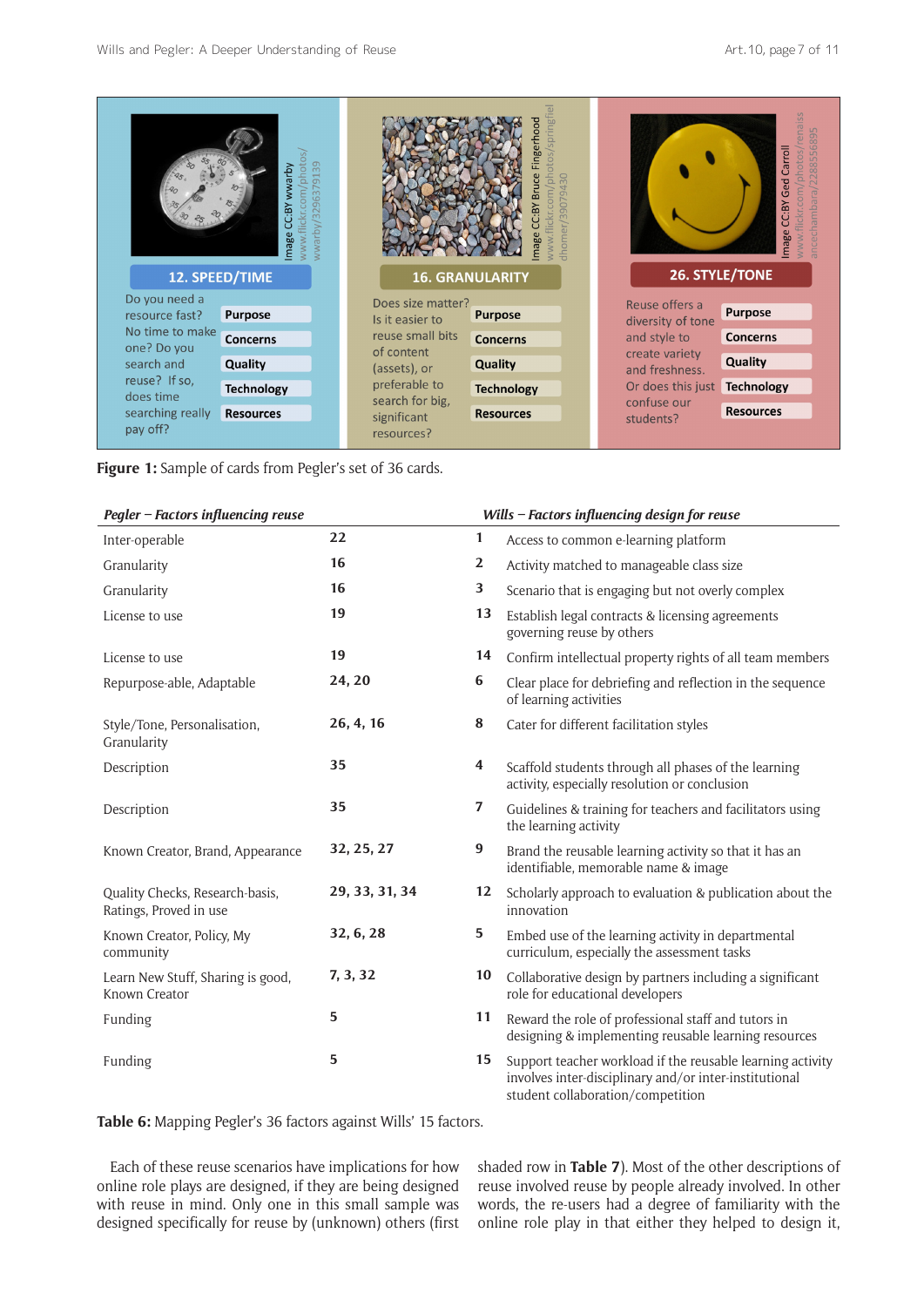12. SPEED/TIME

Do you need a resource fast? No time to make one? Do you search and reuse? If so, does time searching really pay off?

Purpose | Concerns | Quality | Technology | Resources

Image CC:BY wwarby www.flickr.com/photos/wwarby/3296379139

16. GRANULARITY

Does size matter? Is it easier to reuse small bits of content (assets), or preferable to search for big, significant resources?

Purpose | Concerns | Quality | Technology | Resources

Image CC:BY Bruce Fingerhood www.flickr.com/photos/springfieldhomer/390794430

26. STYLE/TONE

Reuse offers a diversity of tone and style to create variety and freshness. Or does this just confuse our students?

Purpose | Concerns | Quality | Technology | Resources

Image CC:BY Ged Carroll www.flickr.com/photos/renaissancechambara/2288556895

**Figure 1:** Sample of cards from Pegler's set of 36 cards.

| *Pegler – Factors influencing reuse* | | *Wills – Factors influencing design for reuse* | |
|---|---|---|---|
| Inter-operable | 22 | 1 | Access to common e-learning platform |
| Granularity | 16 | 2 | Activity matched to manageable class size |
| Granularity | 16 | 3 | Scenario that is engaging but not overly complex |
| License to use | 19 | 13 | Establish legal contracts & licensing agreements governing reuse by others |
| License to use | 19 | 14 | Confirm intellectual property rights of all team members |
| Repurpose-able, Adaptable | 24, 20 | 6 | Clear place for debriefing and reflection in the sequence of learning activities |
| Style/Tone, Personalisation, Granularity | 26, 4, 16 | 8 | Cater for different facilitation styles |
| Description | 35 | 4 | Scaffold students through all phases of the learning activity, especially resolution or conclusion |
| Description | 35 | 7 | Guidelines & training for teachers and facilitators using the learning activity |
| Known Creator, Brand, Appearance | 32, 25, 27 | 9 | Brand the reusable learning activity so that it has an identifiable, memorable name & image |
| Quality Checks, Research-basis, Ratings, Proved in use | 29, 33, 31, 34 | 12 | Scholarly approach to evaluation & publication about the innovation |
| Known Creator, Policy, My community | 32, 6, 28 | 5 | Embed use of the learning activity in departmental curriculum, especially the assessment tasks |
| Learn New Stuff, Sharing is good, Known Creator | 7, 3, 32 | 10 | Collaborative design by partners including a significant role for educational developers |
| Funding | 5 | 11 | Reward the role of professional staff and tutors in designing & implementing reusable learning resources |
| Funding | 5 | 15 | Support teacher workload if the reusable learning activity involves inter-disciplinary and/or inter-institutional student collaboration/competition |

**Table 6:** Mapping Pegler's 36 factors against Wills' 15 factors.

Each of these reuse scenarios have implications for how online role plays are designed, if they are being designed with reuse in mind. Only one in this small sample was designed specifically for reuse by (unknown) others (first shaded row in **Table 7**). Most of the other descriptions of reuse involved reuse by people already involved. In other words, the re-users had a degree of familiarity with the online role play in that either they helped to design it,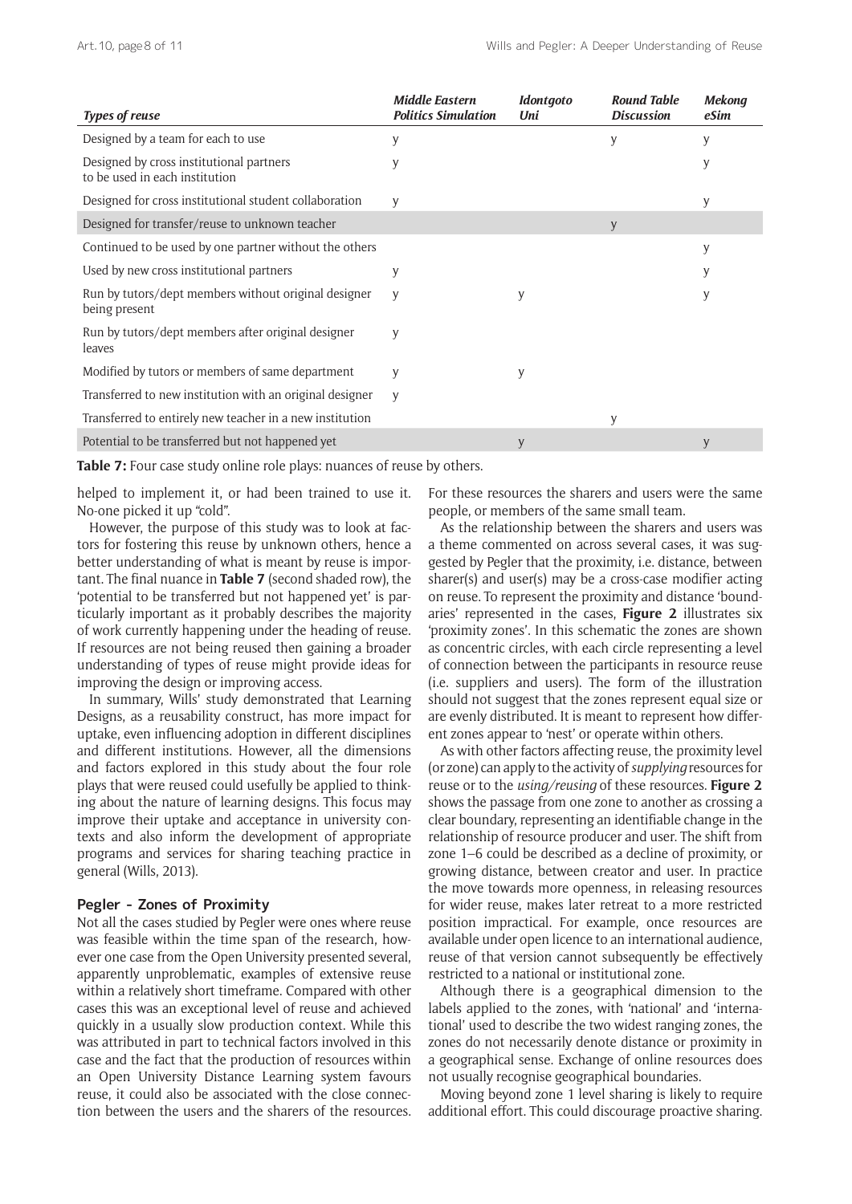| *Types of reuse* | *Middle Eastern Politics Simulation* | *Idontgoto Uni* | *Round Table Discussion* | *Mekong eSim* |
|---|---|---|---|---|
| Designed by a team for each to use | y | | y | y |
| Designed by cross institutional partners to be used in each institution | y | | | y |
| Designed for cross institutional student collaboration | y | | | y |
| Designed for transfer/reuse to unknown teacher | | | y | |
| Continued to be used by one partner without the others | | | | y |
| Used by new cross institutional partners | y | | | y |
| Run by tutors/dept members without original designer being present | y | y | | y |
| Run by tutors/dept members after original designer leaves | y | | | |
| Modified by tutors or members of same department | y | y | | |
| Transferred to new institution with an original designer | y | | | |
| Transferred to entirely new teacher in a new institution | | | y | |
| Potential to be transferred but not happened yet | | y | | y |

**Table 7:** Four case study online role plays: nuances of reuse by others.

helped to implement it, or had been trained to use it. No-one picked it up "cold".

However, the purpose of this study was to look at factors for fostering this reuse by unknown others, hence a better understanding of what is meant by reuse is important. The final nuance in **Table 7** (second shaded row), the 'potential to be transferred but not happened yet' is particularly important as it probably describes the majority of work currently happening under the heading of reuse. If resources are not being reused then gaining a broader understanding of types of reuse might provide ideas for improving the design or improving access.

In summary, Wills' study demonstrated that Learning Designs, as a reusability construct, has more impact for uptake, even influencing adoption in different disciplines and different institutions. However, all the dimensions and factors explored in this study about the four role plays that were reused could usefully be applied to thinking about the nature of learning designs. This focus may improve their uptake and acceptance in university contexts and also inform the development of appropriate programs and services for sharing teaching practice in general (Wills, 2013).

### Pegler – Zones of Proximity

Not all the cases studied by Pegler were ones where reuse was feasible within the time span of the research, however one case from the Open University presented several, apparently unproblematic, examples of extensive reuse within a relatively short timeframe. Compared with other cases this was an exceptional level of reuse and achieved quickly in a usually slow production context. While this was attributed in part to technical factors involved in this case and the fact that the production of resources within an Open University Distance Learning system favours reuse, it could also be associated with the close connection between the users and the sharers of the resources. For these resources the sharers and users were the same people, or members of the same small team.

As the relationship between the sharers and users was a theme commented on across several cases, it was suggested by Pegler that the proximity, i.e. distance, between sharer(s) and user(s) may be a cross-case modifier acting on reuse. To represent the proximity and distance 'boundaries' represented in the cases, **Figure 2** illustrates six 'proximity zones'. In this schematic the zones are shown as concentric circles, with each circle representing a level of connection between the participants in resource reuse (i.e. suppliers and users). The form of the illustration should not suggest that the zones represent equal size or are evenly distributed. It is meant to represent how different zones appear to 'nest' or operate within others.

As with other factors affecting reuse, the proximity level (or zone) can apply to the activity of *supplying* resources for reuse or to the *using/reusing* of these resources. **Figure 2** shows the passage from one zone to another as crossing a clear boundary, representing an identifiable change in the relationship of resource producer and user. The shift from zone 1–6 could be described as a decline of proximity, or growing distance, between creator and user. In practice the move towards more openness, in releasing resources for wider reuse, makes later retreat to a more restricted position impractical. For example, once resources are available under open licence to an international audience, reuse of that version cannot subsequently be effectively restricted to a national or institutional zone.

Although there is a geographical dimension to the labels applied to the zones, with 'national' and 'international' used to describe the two widest ranging zones, the zones do not necessarily denote distance or proximity in a geographical sense. Exchange of online resources does not usually recognise geographical boundaries.

Moving beyond zone 1 level sharing is likely to require additional effort. This could discourage proactive sharing.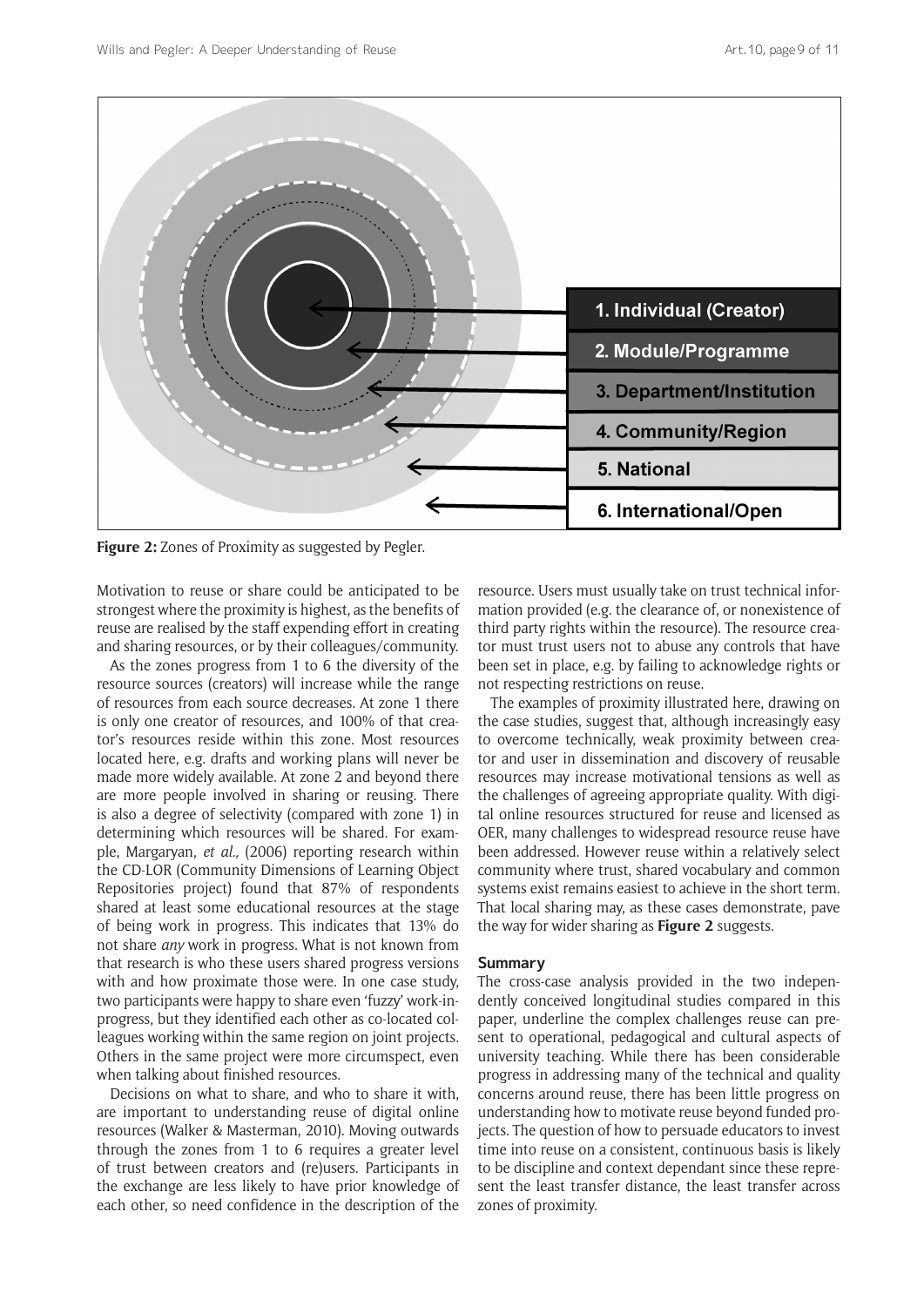1. Individual (Creator)

2. Module/Programme

3. Department/Institution

4. Community/Region

5. National

6. International/Open

**Figure 2:** Zones of Proximity as suggested by Pegler.

Motivation to reuse or share could be anticipated to be strongest where the proximity is highest, as the benefits of reuse are realised by the staff expending effort in creating and sharing resources, or by their colleagues/community.

As the zones progress from 1 to 6 the diversity of the resource sources (creators) will increase while the range of resources from each source decreases. At zone 1 there is only one creator of resources, and 100% of that creator's resources reside within this zone. Most resources located here, e.g. drafts and working plans will never be made more widely available. At zone 2 and beyond there are more people involved in sharing or reusing. There is also a degree of selectivity (compared with zone 1) in determining which resources will be shared. For example, Margaryan, *et al.,* (2006) reporting research within the CD-LOR (Community Dimensions of Learning Object Repositories project) found that 87% of respondents shared at least some educational resources at the stage of being work in progress. This indicates that 13% do not share *any* work in progress. What is not known from that research is who these users shared progress versions with and how proximate those were. In one case study, two participants were happy to share even 'fuzzy' work-in-progress, but they identified each other as co-located colleagues working within the same region on joint projects. Others in the same project were more circumspect, even when talking about finished resources.

Decisions on what to share, and who to share it with, are important to understanding reuse of digital online resources (Walker & Masterman, 2010). Moving outwards through the zones from 1 to 6 requires a greater level of trust between creators and (re)users. Participants in the exchange are less likely to have prior knowledge of each other, so need confidence in the description of the resource. Users must usually take on trust technical information provided (e.g. the clearance of, or nonexistence of third party rights within the resource). The resource creator must trust users not to abuse any controls that have been set in place, e.g. by failing to acknowledge rights or not respecting restrictions on reuse.

The examples of proximity illustrated here, drawing on the case studies, suggest that, although increasingly easy to overcome technically, weak proximity between creator and user in dissemination and discovery of reusable resources may increase motivational tensions as well as the challenges of agreeing appropriate quality. With digital online resources structured for reuse and licensed as OER, many challenges to widespread resource reuse have been addressed. However reuse within a relatively select community where trust, shared vocabulary and common systems exist remains easiest to achieve in the short term. That local sharing may, as these cases demonstrate, pave the way for wider sharing as **Figure 2** suggests.

## Summary

The cross-case analysis provided in the two independently conceived longitudinal studies compared in this paper, underline the complex challenges reuse can present to operational, pedagogical and cultural aspects of university teaching. While there has been considerable progress in addressing many of the technical and quality concerns around reuse, there has been little progress on understanding how to motivate reuse beyond funded projects. The question of how to persuade educators to invest time into reuse on a consistent, continuous basis is likely to be discipline and context dependant since these represent the least transfer distance, the least transfer across zones of proximity.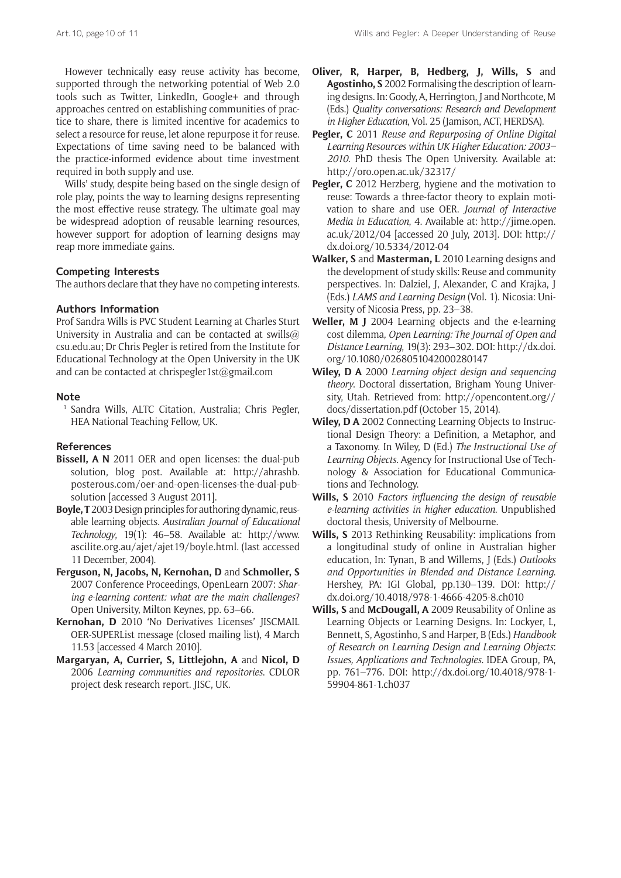However technically easy reuse activity has become, supported through the networking potential of Web 2.0 tools such as Twitter, LinkedIn, Google+ and through approaches centred on establishing communities of practice to share, there is limited incentive for academics to select a resource for reuse, let alone repurpose it for reuse. Expectations of time saving need to be balanced with the practice-informed evidence about time investment required in both supply and use.

Wills' study, despite being based on the single design of role play, points the way to learning designs representing the most effective reuse strategy. The ultimate goal may be widespread adoption of reusable learning resources, however support for adoption of learning designs may reap more immediate gains.

### Competing Interests

The authors declare that they have no competing interests.

### Authors Information

Prof Sandra Wills is PVC Student Learning at Charles Sturt University in Australia and can be contacted at swills@csu.edu.au; Dr Chris Pegler is retired from the Institute for Educational Technology at the Open University in the UK and can be contacted at chrispegler1st@gmail.com

### Note

[1] Sandra Wills, ALTC Citation, Australia; Chris Pegler, HEA National Teaching Fellow, UK.

### References

**Bissell, A N** 2011 OER and open licenses: the dual-pub solution, blog post. Available at: http://ahrashb.posterous.com/oer-and-open-licenses-the-dual-pub-solution [accessed 3 August 2011].

**Boyle, T** 2003 Design principles for authoring dynamic, reusable learning objects. *Australian Journal of Educational Technology*, 19(1): 46–58. Available at: http://www.ascilite.org.au/ajet/ajet19/boyle.html. (last accessed 11 December, 2004).

**Ferguson, N, Jacobs, N, Kernohan, D** and **Schmoller, S** 2007 Conference Proceedings, OpenLearn 2007: *Sharing e-learning content: what are the main challenges*? Open University, Milton Keynes, pp. 63–66.

**Kernohan, D** 2010 'No Derivatives Licenses' JISCMAIL OER-SUPERList message (closed mailing list), 4 March 11.53 [accessed 4 March 2010].

**Margaryan, A, Currier, S, Littlejohn, A** and **Nicol, D** 2006 *Learning communities and repositories*. CDLOR project desk research report. JISC, UK.

**Oliver, R, Harper, B, Hedberg, J, Wills, S** and **Agostinho, S** 2002 Formalising the description of learning designs. In: Goody, A, Herrington, J and Northcote, M (Eds.) *Quality conversations: Research and Development in Higher Education*, Vol. 25 (Jamison, ACT, HERDSA).

**Pegler, C** 2011 *Reuse and Repurposing of Online Digital Learning Resources within UK Higher Education: 2003–2010*. PhD thesis The Open University. Available at: http://oro.open.ac.uk/32317/

**Pegler, C** 2012 Herzberg, hygiene and the motivation to reuse: Towards a three-factor theory to explain motivation to share and use OER. *Journal of Interactive Media in Education*, 4. Available at: http://jime.open.ac.uk/2012/04 [accessed 20 July, 2013]. DOI: http://dx.doi.org/10.5334/2012-04

**Walker, S** and **Masterman, L** 2010 Learning designs and the development of study skills: Reuse and community perspectives. In: Dalziel, J, Alexander, C and Krajka, J (Eds.) *LAMS and Learning Design* (Vol. 1). Nicosia: University of Nicosia Press, pp. 23–38.

**Weller, M J** 2004 Learning objects and the e-learning cost dilemma, *Open Learning: The Journal of Open and Distance Learning*, 19(3): 293–302. DOI: http://dx.doi.org/10.1080/0268051042000280147

**Wiley, D A** 2000 *Learning object design and sequencing theory*. Doctoral dissertation, Brigham Young University, Utah. Retrieved from: http://opencontent.org//docs/dissertation.pdf (October 15, 2014).

**Wiley, D A** 2002 Connecting Learning Objects to Instructional Design Theory: a Definition, a Metaphor, and a Taxonomy. In Wiley, D (Ed.) *The Instructional Use of Learning Objects*. Agency for Instructional Use of Technology & Association for Educational Communications and Technology.

**Wills, S** 2010 *Factors influencing the design of reusable e-learning activities in higher education*. Unpublished doctoral thesis, University of Melbourne.

**Wills, S** 2013 Rethinking Reusability: implications from a longitudinal study of online in Australian higher education, In: Tynan, B and Willems, J (Eds.) *Outlooks and Opportunities in Blended and Distance Learning*. Hershey, PA: IGI Global, pp.130–139. DOI: http://dx.doi.org/10.4018/978-1-4666-4205-8.ch010

**Wills, S** and **McDougall, A** 2009 Reusability of Online as Learning Objects or Learning Designs. In: Lockyer, L, Bennett, S, Agostinho, S and Harper, B (Eds.) *Handbook of Research on Learning Design and Learning Objects: Issues, Applications and Technologies*. IDEA Group, PA, pp. 761–776. DOI: http://dx.doi.org/10.4018/978-1-59904-861-1.ch037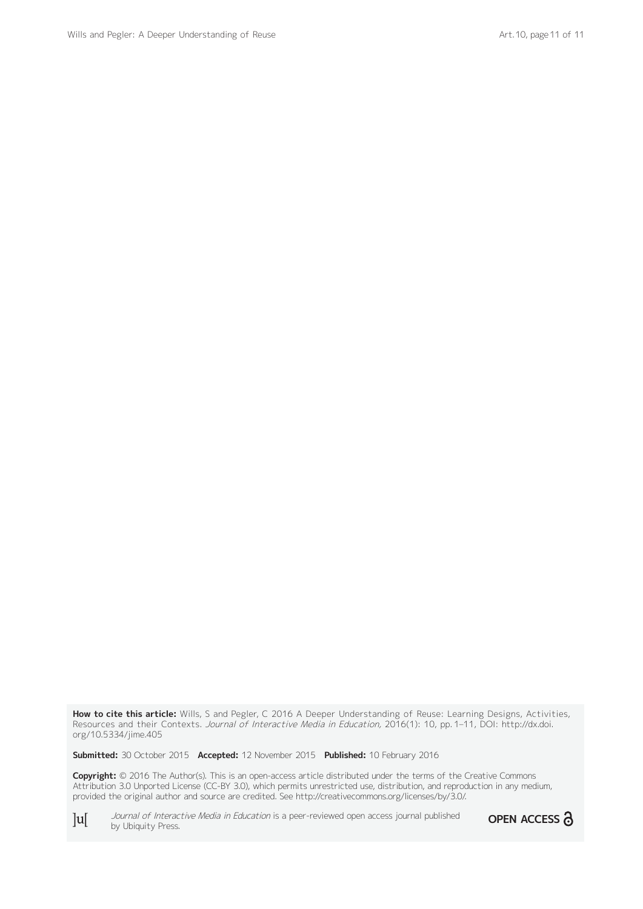**How to cite this article:** Wills, S and Pegler, C 2016 A Deeper Understanding of Reuse: Learning Designs, Activities, Resources and their Contexts. *Journal of Interactive Media in Education,* 2016(1): 10, pp. 1–11, DOI: http://dx.doi.org/10.5334/jime.405

**Submitted:** 30 October 2015 **Accepted:** 12 November 2015 **Published:** 10 February 2016

**Copyright:** © 2016 The Author(s). This is an open-access article distributed under the terms of the Creative Commons Attribution 3.0 Unported License (CC-BY 3.0), which permits unrestricted use, distribution, and reproduction in any medium, provided the original author and source are credited. See http://creativecommons.org/licenses/by/3.0/.

]u[ *Journal of Interactive Media in Education* is a peer-reviewed open access journal published by Ubiquity Press.

**OPEN ACCESS**